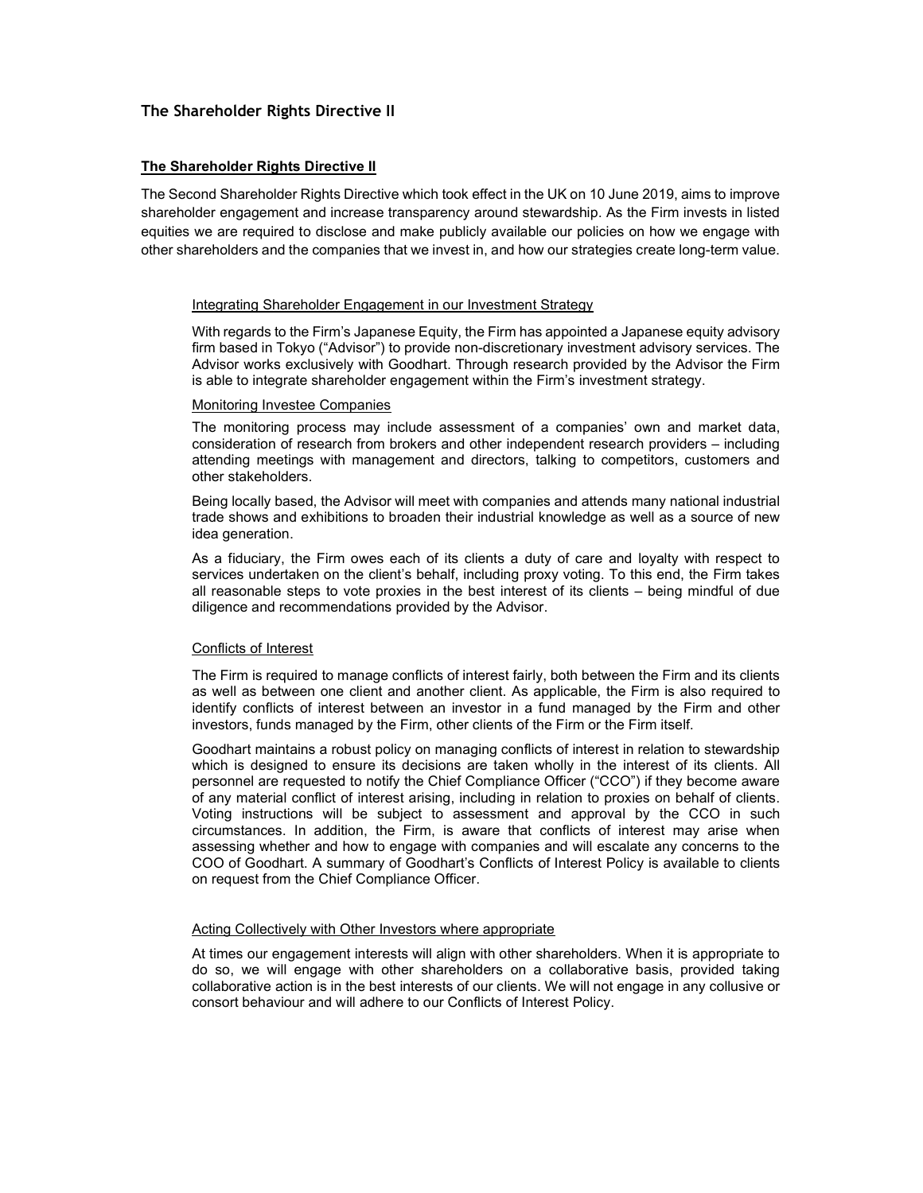# The Shareholder Rights Directive II

## The Shareholder Rights Directive II

The Second Shareholder Rights Directive which took effect in the UK on 10 June 2019, aims to improve shareholder engagement and increase transparency around stewardship. As the Firm invests in listed equities we are required to disclose and make publicly available our policies on how we engage with other shareholders and the companies that we invest in, and how our strategies create long-term value.

### Integrating Shareholder Engagement in our Investment Strategy

With regards to the Firm's Japanese Equity, the Firm has appointed a Japanese equity advisory firm based in Tokyo ("Advisor") to provide non-discretionary investment advisory services. The Advisor works exclusively with Goodhart. Through research provided by the Advisor the Firm is able to integrate shareholder engagement within the Firm's investment strategy.

### Monitoring Investee Companies

The monitoring process may include assessment of a companies' own and market data, consideration of research from brokers and other independent research providers – including attending meetings with management and directors, talking to competitors, customers and other stakeholders.

Being locally based, the Advisor will meet with companies and attends many national industrial trade shows and exhibitions to broaden their industrial knowledge as well as a source of new idea generation.

As a fiduciary, the Firm owes each of its clients a duty of care and loyalty with respect to services undertaken on the client's behalf, including proxy voting. To this end, the Firm takes all reasonable steps to vote proxies in the best interest of its clients – being mindful of due diligence and recommendations provided by the Advisor.

### Conflicts of Interest

The Firm is required to manage conflicts of interest fairly, both between the Firm and its clients as well as between one client and another client. As applicable, the Firm is also required to identify conflicts of interest between an investor in a fund managed by the Firm and other investors, funds managed by the Firm, other clients of the Firm or the Firm itself.

Goodhart maintains a robust policy on managing conflicts of interest in relation to stewardship which is designed to ensure its decisions are taken wholly in the interest of its clients. All personnel are requested to notify the Chief Compliance Officer ("CCO") if they become aware of any material conflict of interest arising, including in relation to proxies on behalf of clients. Voting instructions will be subject to assessment and approval by the CCO in such circumstances. In addition, the Firm, is aware that conflicts of interest may arise when assessing whether and how to engage with companies and will escalate any concerns to the COO of Goodhart. A summary of Goodhart's Conflicts of Interest Policy is available to clients on request from the Chief Compliance Officer.

### Acting Collectively with Other Investors where appropriate

At times our engagement interests will align with other shareholders. When it is appropriate to do so, we will engage with other shareholders on a collaborative basis, provided taking collaborative action is in the best interests of our clients. We will not engage in any collusive or consort behaviour and will adhere to our Conflicts of Interest Policy.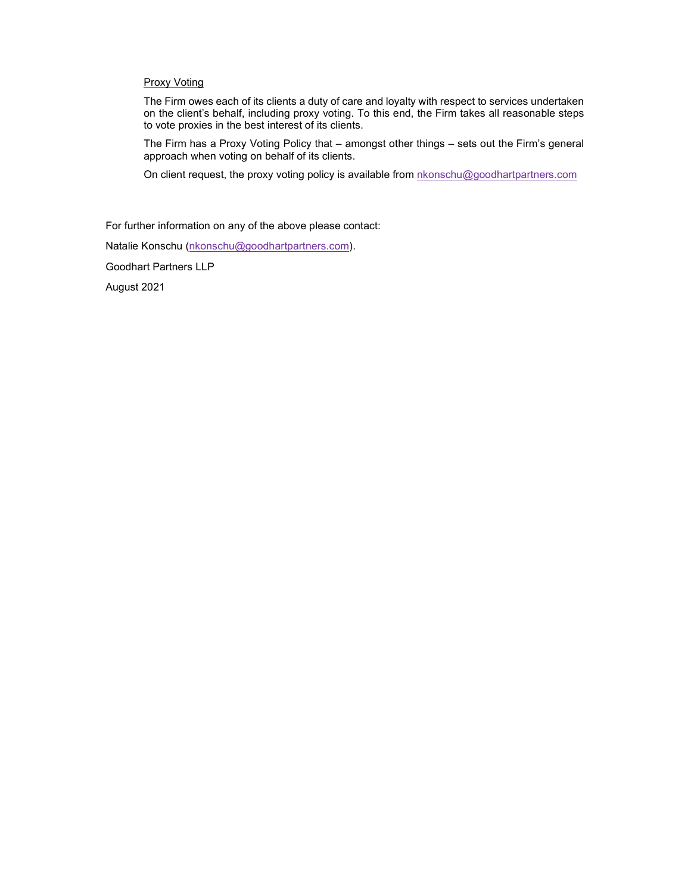Proxy Voting

The Firm owes each of its clients a duty of care and loyalty with respect to services undertaken on the client's behalf, including proxy voting. To this end, the Firm takes all reasonable steps to vote proxies in the best interest of its clients.

The Firm has a Proxy Voting Policy that – amongst other things – sets out the Firm's general approach when voting on behalf of its clients.

On client request, the proxy voting policy is available from nkonschu@goodhartpartners.com

For further information on any of the above please contact:

Natalie Konschu (nkonschu@goodhartpartners.com).

Goodhart Partners LLP

August 2021